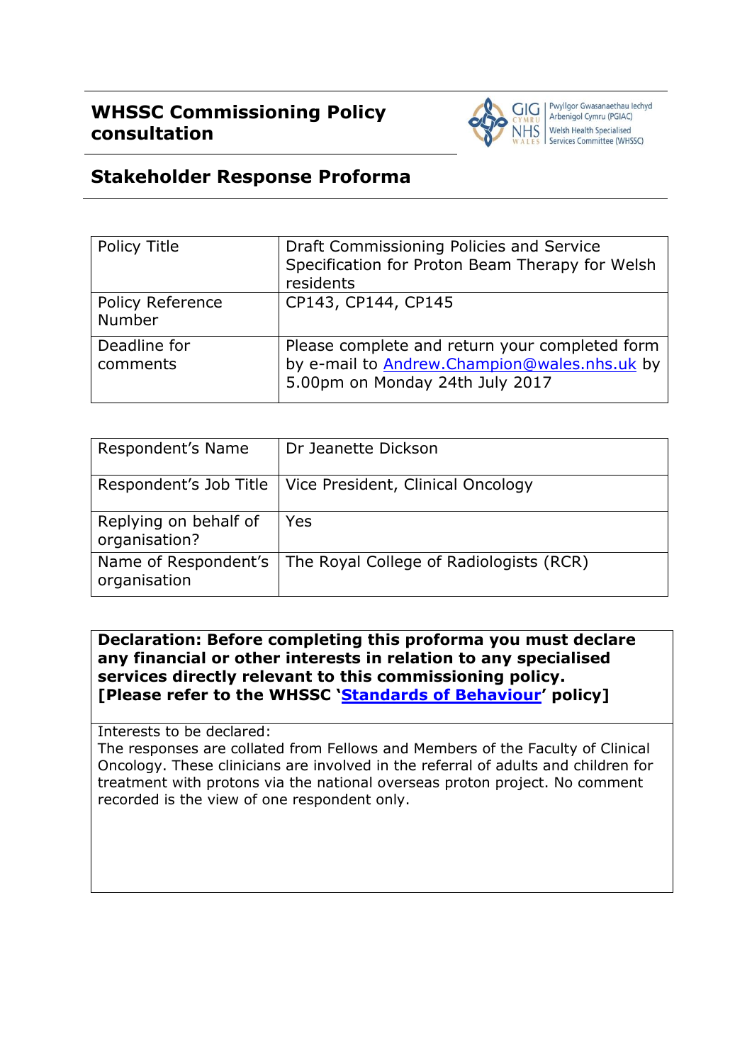# WHSSC Commissioning Policy consultation

Pwyllgor Gwasanaethau Iechyd Arbenigol Cymru (PGIAC)
Welsh Health Specialised Services Committee (WHSSC)

## Stakeholder Response Proforma

| Policy Title | Draft Commissioning Policies and Service Specification for Proton Beam Therapy for Welsh residents |
|---|---|
| Policy Reference Number | CP143, CP144, CP145 |
| Deadline for comments | Please complete and return your completed form by e-mail to Andrew.Champion@wales.nhs.uk by 5.00pm on Monday 24th July 2017 |

| Respondent's Name | Dr Jeanette Dickson |
|---|---|
| Respondent's Job Title | Vice President, Clinical Oncology |
| Replying on behalf of organisation? | Yes |
| Name of Respondent's organisation | The Royal College of Radiologists (RCR) |

| **Declaration: Before completing this proforma you must declare any financial or other interests in relation to any specialised services directly relevant to this commissioning policy. [Please refer to the WHSSC 'Standards of Behaviour' policy]** |
|---|
| Interests to be declared:<br>The responses are collated from Fellows and Members of the Faculty of Clinical Oncology. These clinicians are involved in the referral of adults and children for treatment with protons via the national overseas proton project. No comment recorded is the view of one respondent only. |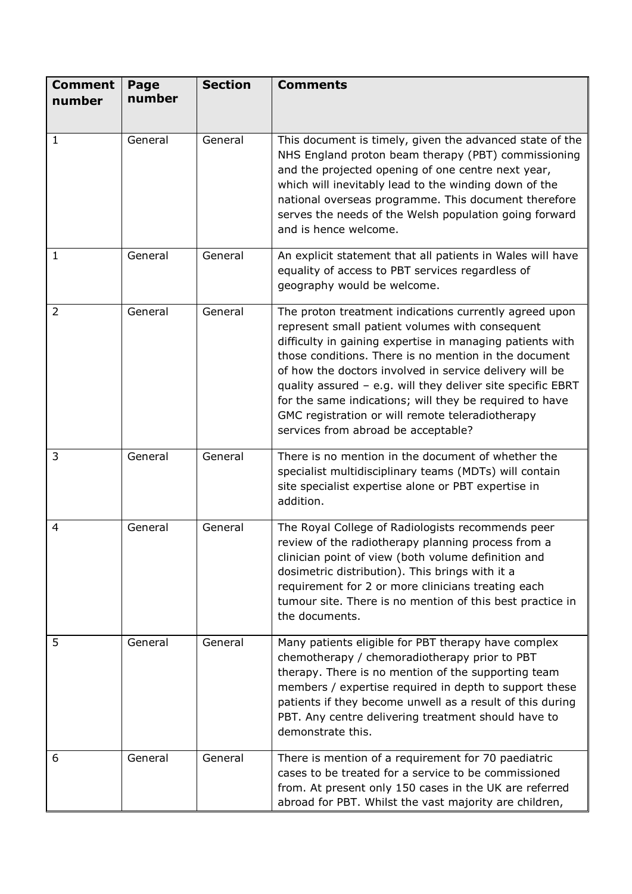| Comment number | Page number | Section | Comments |
|---|---|---|---|
| 1 | General | General | This document is timely, given the advanced state of the NHS England proton beam therapy (PBT) commissioning and the projected opening of one centre next year, which will inevitably lead to the winding down of the national overseas programme. This document therefore serves the needs of the Welsh population going forward and is hence welcome. |
| 1 | General | General | An explicit statement that all patients in Wales will have equality of access to PBT services regardless of geography would be welcome. |
| 2 | General | General | The proton treatment indications currently agreed upon represent small patient volumes with consequent difficulty in gaining expertise in managing patients with those conditions. There is no mention in the document of how the doctors involved in service delivery will be quality assured – e.g. will they deliver site specific EBRT for the same indications; will they be required to have GMC registration or will remote teleradiotherapy services from abroad be acceptable? |
| 3 | General | General | There is no mention in the document of whether the specialist multidisciplinary teams (MDTs) will contain site specialist expertise alone or PBT expertise in addition. |
| 4 | General | General | The Royal College of Radiologists recommends peer review of the radiotherapy planning process from a clinician point of view (both volume definition and dosimetric distribution). This brings with it a requirement for 2 or more clinicians treating each tumour site. There is no mention of this best practice in the documents. |
| 5 | General | General | Many patients eligible for PBT therapy have complex chemotherapy / chemoradiotherapy prior to PBT therapy. There is no mention of the supporting team members / expertise required in depth to support these patients if they become unwell as a result of this during PBT. Any centre delivering treatment should have to demonstrate this. |
| 6 | General | General | There is mention of a requirement for 70 paediatric cases to be treated for a service to be commissioned from. At present only 150 cases in the UK are referred abroad for PBT. Whilst the vast majority are children, |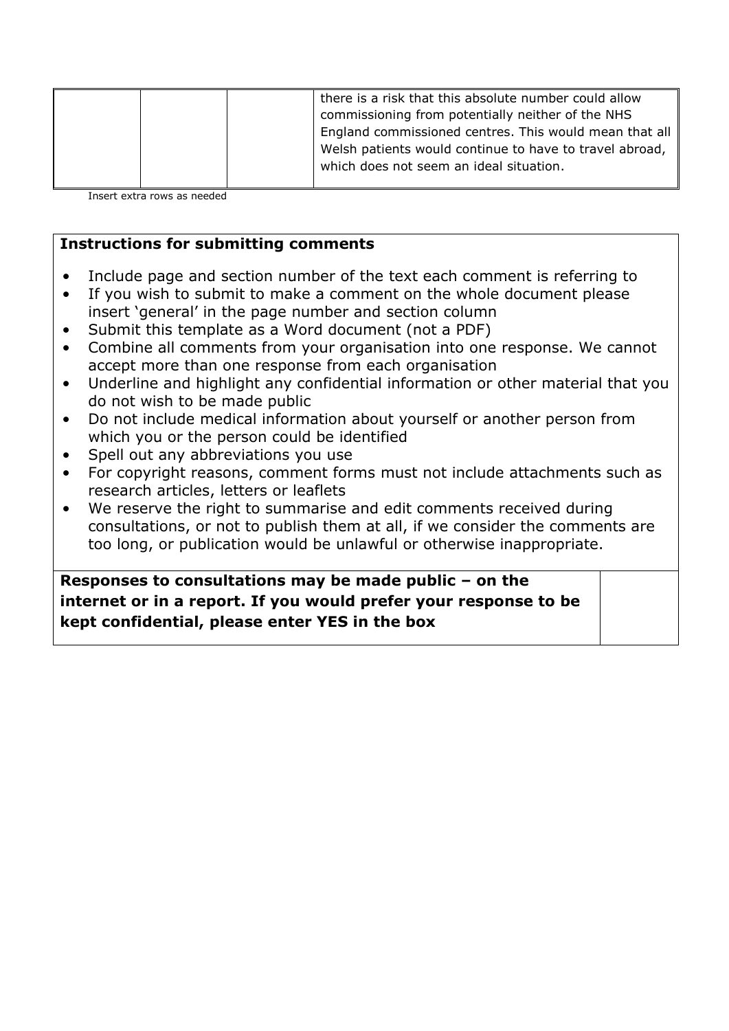| | | | |
|---|---|---|---|
| | | | there is a risk that this absolute number could allow commissioning from potentially neither of the NHS England commissioned centres. This would mean that all Welsh patients would continue to have to travel abroad, which does not seem an ideal situation. |

Insert extra rows as needed

**Instructions for submitting comments**

- Include page and section number of the text each comment is referring to
- If you wish to submit to make a comment on the whole document please insert 'general' in the page number and section column
- Submit this template as a Word document (not a PDF)
- Combine all comments from your organisation into one response. We cannot accept more than one response from each organisation
- Underline and highlight any confidential information or other material that you do not wish to be made public
- Do not include medical information about yourself or another person from which you or the person could be identified
- Spell out any abbreviations you use
- For copyright reasons, comment forms must not include attachments such as research articles, letters or leaflets
- We reserve the right to summarise and edit comments received during consultations, or not to publish them at all, if we consider the comments are too long, or publication would be unlawful or otherwise inappropriate.

| | |
|---|---|
| **Responses to consultations may be made public – on the internet or in a report. If you would prefer your response to be kept confidential, please enter YES in the box** | |